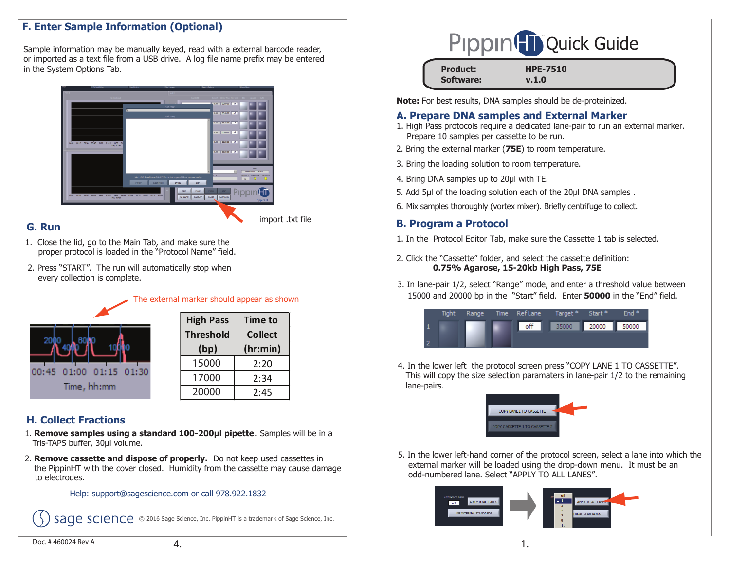## F. Enter Sample Information (Optional)

Sample information may be manually keyed, read with a external barcode reader, or imported as a text file from a USB drive. A log file name prefix may be entered in the System Options Tab.

import .txt file

## G. Run

1. Close the lid, go to the Main Tab, and make sure the proper protocol is loaded in the "Protocol Name" field.
2. Press "START". The run will automatically stop when every collection is complete.

The external marker should appear as shown

| High Pass Threshold (bp) | Time to Collect (hr:min) |
|---|---|
| 15000 | 2:20 |
| 17000 | 2:34 |
| 20000 | 2:45 |

## H. Collect Fractions

1. **Remove samples using a standard 100-200µl pipette**. Samples will be in a Tris-TAPS buffer, 30µl volume.
2. **Remove cassette and dispose of properly.** Do not keep used cassettes in the PippinHT with the cover closed. Humidity from the cassette may cause damage to electrodes.

Help: support@sagescience.com or call 978.922.1832

sage science © 2016 Sage Science, Inc. PippinHT is a trademark of Sage Science, Inc.

Doc. # 460024 Rev A

# PippinHT Quick Guide

**Product:** HPE-7510
**Software:** v.1.0

**Note:** For best results, DNA samples should be de-proteinized.

## A. Prepare DNA samples and External Marker

1. High Pass protocols require a dedicated lane-pair to run an external marker. Prepare 10 samples per cassette to be run.
2. Bring the external marker (**75E**) to room temperature.
3. Bring the loading solution to room temperature.
4. Bring DNA samples up to 20µl with TE.
5. Add 5µl of the loading solution each of the 20µl DNA samples .
6. Mix samples thoroughly (vortex mixer). Briefly centrifuge to collect.

## B. Program a Protocol

1. In the Protocol Editor Tab, make sure the Cassette 1 tab is selected.
2. Click the "Cassette" folder, and select the cassette definition:
   **0.75% Agarose, 15-20kb High Pass, 75E**
3. In lane-pair 1/2, select "Range" mode, and enter a threshold value between 15000 and 20000 bp in the "Start" field. Enter **50000** in the "End" field.

| | Tight | Range | Time | Ref Lane | Target * | Start * | End * |
|---|---|---|---|---|---|---|---|
| 1 | | | | off | 35000 | 20000 | 50000 |
| 2 | | | | | | | |

4. In the lower left the protocol screen press "COPY LANE 1 TO CASSETTE". This will copy the size selection paramaters in lane-pair 1/2 to the remaining lane-pairs.

COPY LANE1 TO CASSETTE
COPY CASSETTE 1 TO CASSETTE 2

5. In the lower left-hand corner of the protocol screen, select a lane into which the external marker will be loaded using the drop-down menu. It must be an odd-numbered lane. Select "APPLY TO ALL LANES".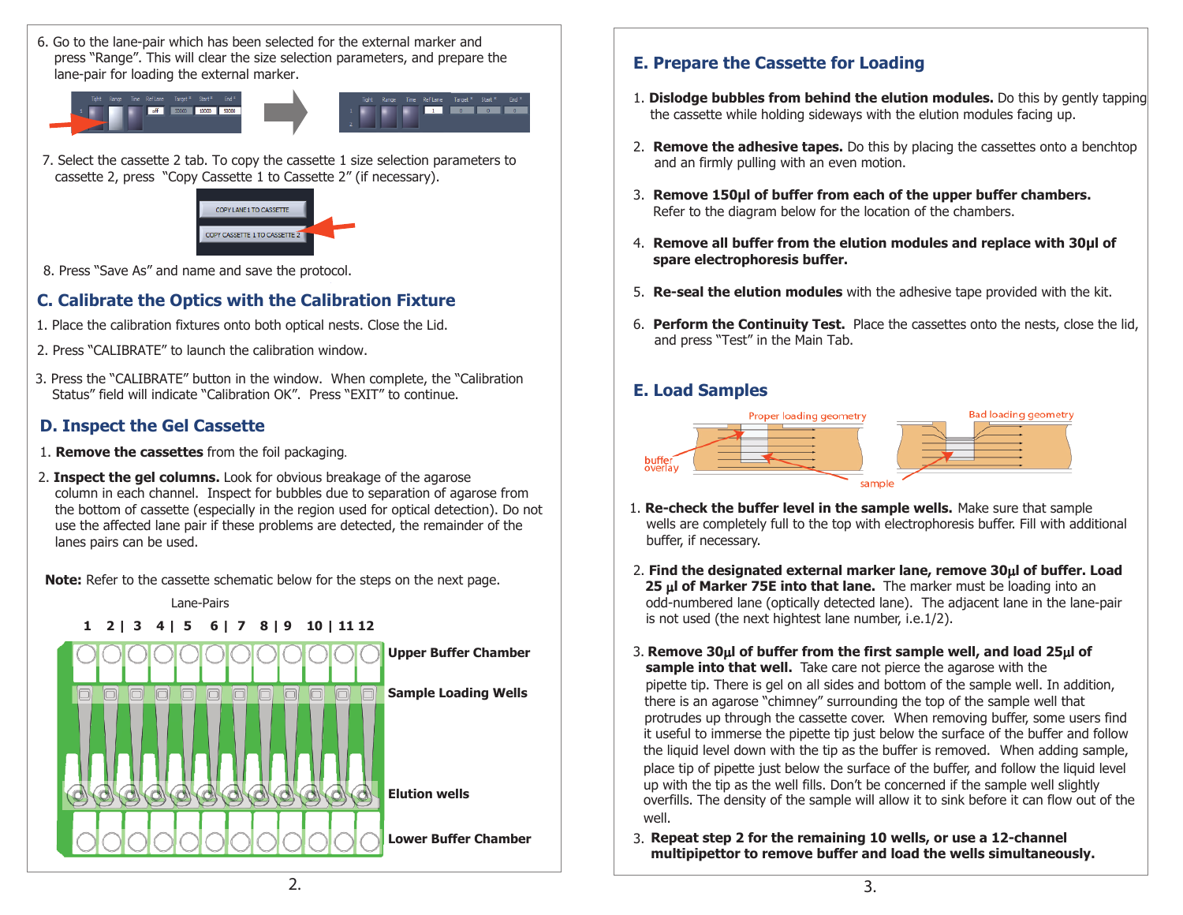6. Go to the lane-pair which has been selected for the external marker and press “Range”. This will clear the size selection parameters, and prepare the lane-pair for loading the external marker.

7. Select the cassette 2 tab. To copy the cassette 1 size selection parameters to cassette 2, press “Copy Cassette 1 to Cassette 2” (if necessary).

8. Press “Save As” and name and save the protocol.

## C. Calibrate the Optics with the Calibration Fixture

1. Place the calibration fixtures onto both optical nests. Close the Lid.
2. Press “CALIBRATE” to launch the calibration window.
3. Press the “CALIBRATE” button in the window. When complete, the “Calibration Status” field will indicate “Calibration OK”. Press “EXIT” to continue.

## D. Inspect the Gel Cassette

1. **Remove the cassettes** from the foil packaging.
2. **Inspect the gel columns.** Look for obvious breakage of the agarose column in each channel. Inspect for bubbles due to separation of agarose from the bottom of cassette (especially in the region used for optical detection). Do not use the affected lane pair if these problems are detected, the remainder of the lanes pairs can be used.

**Note:** Refer to the cassette schematic below for the steps on the next page.

Lane-Pairs

1 2 | 3 4 | 5 6 | 7 8 | 9 10 | 11 12

Upper Buffer Chamber

Sample Loading Wells

Elution wells

Lower Buffer Chamber

## E. Prepare the Cassette for Loading

1. **Dislodge bubbles from behind the elution modules.** Do this by gently tapping the cassette while holding sideways with the elution modules facing up.
2. **Remove the adhesive tapes.** Do this by placing the cassettes onto a benchtop and an firmly pulling with an even motion.
3. **Remove 150µl of buffer from each of the upper buffer chambers.** Refer to the diagram below for the location of the chambers.
4. **Remove all buffer from the elution modules and replace with 30µl of spare electrophoresis buffer.**
5. **Re-seal the elution modules** with the adhesive tape provided with the kit.
6. **Perform the Continuity Test.** Place the cassettes onto the nests, close the lid, and press “Test” in the Main Tab.

## E. Load Samples

Proper loading geometry

Bad loading geometry

buffer overlay

sample

1. **Re-check the buffer level in the sample wells.** Make sure that sample wells are completely full to the top with electrophoresis buffer. Fill with additional buffer, if necessary.
2. **Find the designated external marker lane, remove 30µl of buffer. Load 25 µl of Marker 75E into that lane.** The marker must be loading into an odd-numbered lane (optically detected lane). The adjacent lane in the lane-pair is not used (the next hightest lane number, i.e.1/2).
3. **Remove 30µl of buffer from the first sample well, and load 25µl of sample into that well.** Take care not pierce the agarose with the pipette tip. There is gel on all sides and bottom of the sample well. In addition, there is an agarose “chimney” surrounding the top of the sample well that protrudes up through the cassette cover. When removing buffer, some users find it useful to immerse the pipette tip just below the surface of the buffer and follow the liquid level down with the tip as the buffer is removed. When adding sample, place tip of pipette just below the surface of the buffer, and follow the liquid level up with the tip as the well fills. Don't be concerned if the sample well slightly overfills. The density of the sample will allow it to sink before it can flow out of the well.
3. **Repeat step 2 for the remaining 10 wells, or use a 12-channel multipipettor to remove buffer and load the wells simultaneously.**